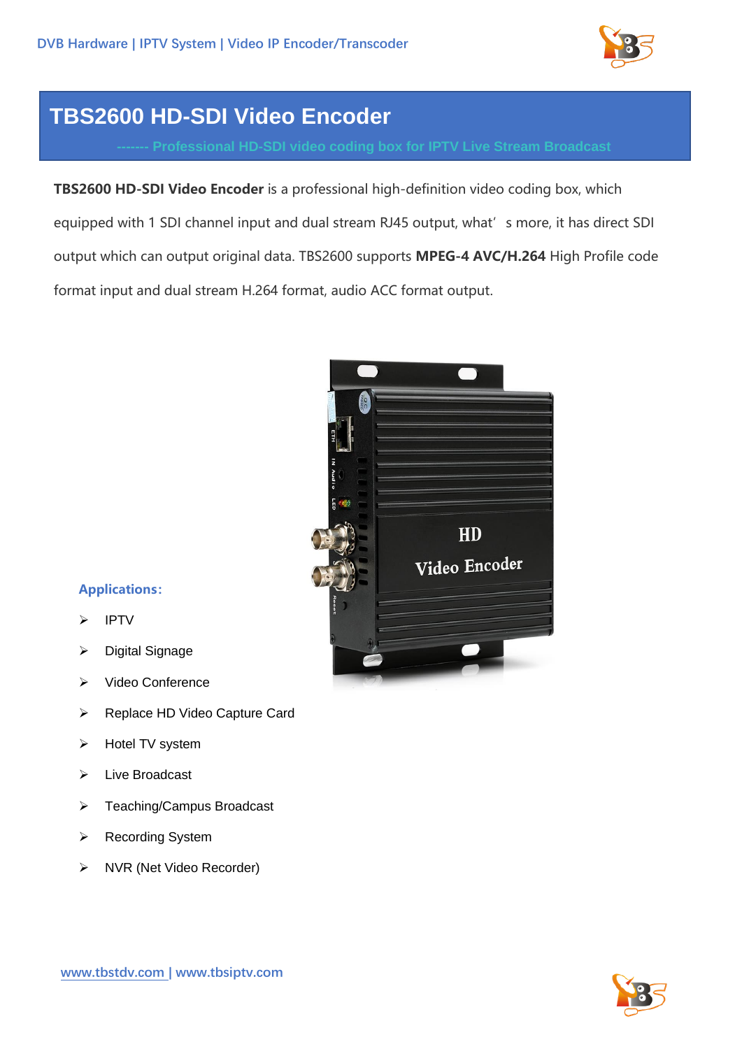# TBS2600 HD-SDI Video Encoder

------- Professional HD-SDI video coding box for IPTV Live Stream Broadcast

**TBS2600 HD-SDI Video Encoder** is a professional high-definition video coding box, which equipped with 1 SDI channel input and dual stream RJ45 output, what' s more, it has direct SDI output which can output original data. TBS2600 supports **MPEG-4 AVC/H.264** High Profile code format input and dual stream H.264 format, audio ACC format output.

## Applications:

- IPTV
- Digital Signage
- Video Conference
- Replace HD Video Capture Card
- Hotel TV system
- Live Broadcast
- Teaching/Campus Broadcast
- Recording System
- NVR (Net Video Recorder)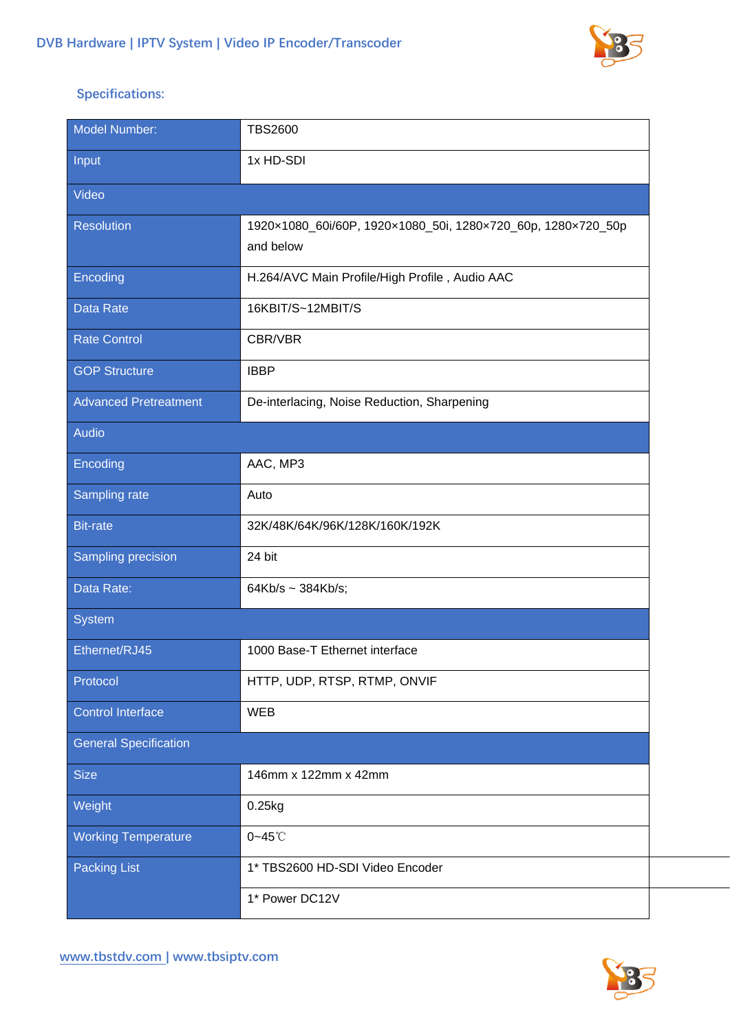## Specifications:

| | |
|---|---|
| Model Number: | TBS2600 |
| Input | 1x HD-SDI |
| Video | |
| Resolution | 1920×1080_60i/60P, 1920×1080_50i, 1280×720_60p, 1280×720_50p and below |
| Encoding | H.264/AVC Main Profile/High Profile , Audio AAC |
| Data Rate | 16KBIT/S~12MBIT/S |
| Rate Control | CBR/VBR |
| GOP Structure | IBBP |
| Advanced Pretreatment | De-interlacing, Noise Reduction, Sharpening |
| Audio | |
| Encoding | AAC, MP3 |
| Sampling rate | Auto |
| Bit-rate | 32K/48K/64K/96K/128K/160K/192K |
| Sampling precision | 24 bit |
| Data Rate: | 64Kb/s ~ 384Kb/s; |
| System | |
| Ethernet/RJ45 | 1000 Base-T Ethernet interface |
| Protocol | HTTP, UDP, RTSP, RTMP, ONVIF |
| Control Interface | WEB |
| General Specification | |
| Size | 146mm x 122mm x 42mm |
| Weight | 0.25kg |
| Working Temperature | 0~45℃ |
| Packing List | 1* TBS2600 HD-SDI Video Encoder |
| | 1* Power DC12V |